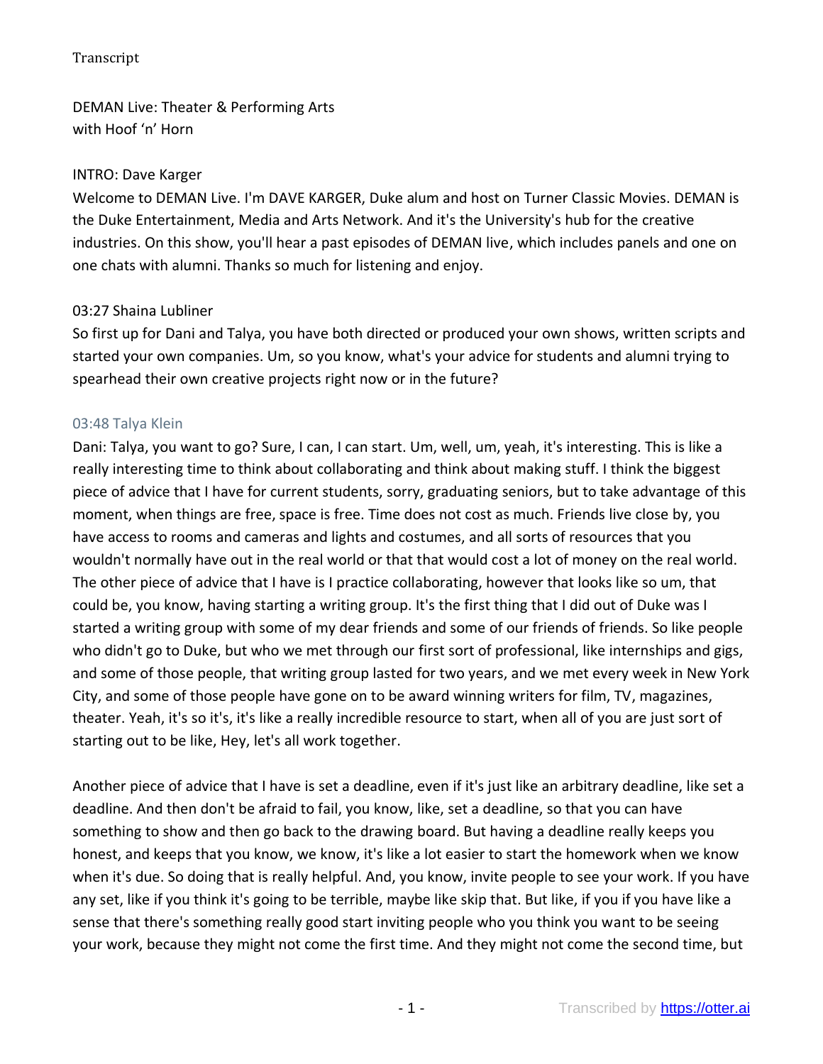Transcript

DEMAN Live: Theater & Performing Arts
with Hoof 'n' Horn

INTRO: Dave Karger
Welcome to DEMAN Live. I'm DAVE KARGER, Duke alum and host on Turner Classic Movies. DEMAN is the Duke Entertainment, Media and Arts Network. And it's the University's hub for the creative industries. On this show, you'll hear a past episodes of DEMAN live, which includes panels and one on one chats with alumni. Thanks so much for listening and enjoy.

03:27 Shaina Lubliner
So first up for Dani and Talya, you have both directed or produced your own shows, written scripts and started your own companies. Um, so you know, what's your advice for students and alumni trying to spearhead their own creative projects right now or in the future?

03:48 Talya Klein
Dani: Talya, you want to go? Sure, I can, I can start. Um, well, um, yeah, it's interesting. This is like a really interesting time to think about collaborating and think about making stuff. I think the biggest piece of advice that I have for current students, sorry, graduating seniors, but to take advantage of this moment, when things are free, space is free. Time does not cost as much. Friends live close by, you have access to rooms and cameras and lights and costumes, and all sorts of resources that you wouldn't normally have out in the real world or that that would cost a lot of money on the real world. The other piece of advice that I have is I practice collaborating, however that looks like so um, that could be, you know, having starting a writing group. It's the first thing that I did out of Duke was I started a writing group with some of my dear friends and some of our friends of friends. So like people who didn't go to Duke, but who we met through our first sort of professional, like internships and gigs, and some of those people, that writing group lasted for two years, and we met every week in New York City, and some of those people have gone on to be award winning writers for film, TV, magazines, theater. Yeah, it's so it's, it's like a really incredible resource to start, when all of you are just sort of starting out to be like, Hey, let's all work together.

Another piece of advice that I have is set a deadline, even if it's just like an arbitrary deadline, like set a deadline. And then don't be afraid to fail, you know, like, set a deadline, so that you can have something to show and then go back to the drawing board. But having a deadline really keeps you honest, and keeps that you know, we know, it's like a lot easier to start the homework when we know when it's due. So doing that is really helpful. And, you know, invite people to see your work. If you have any set, like if you think it's going to be terrible, maybe like skip that. But like, if you if you have like a sense that there's something really good start inviting people who you think you want to be seeing your work, because they might not come the first time. And they might not come the second time, but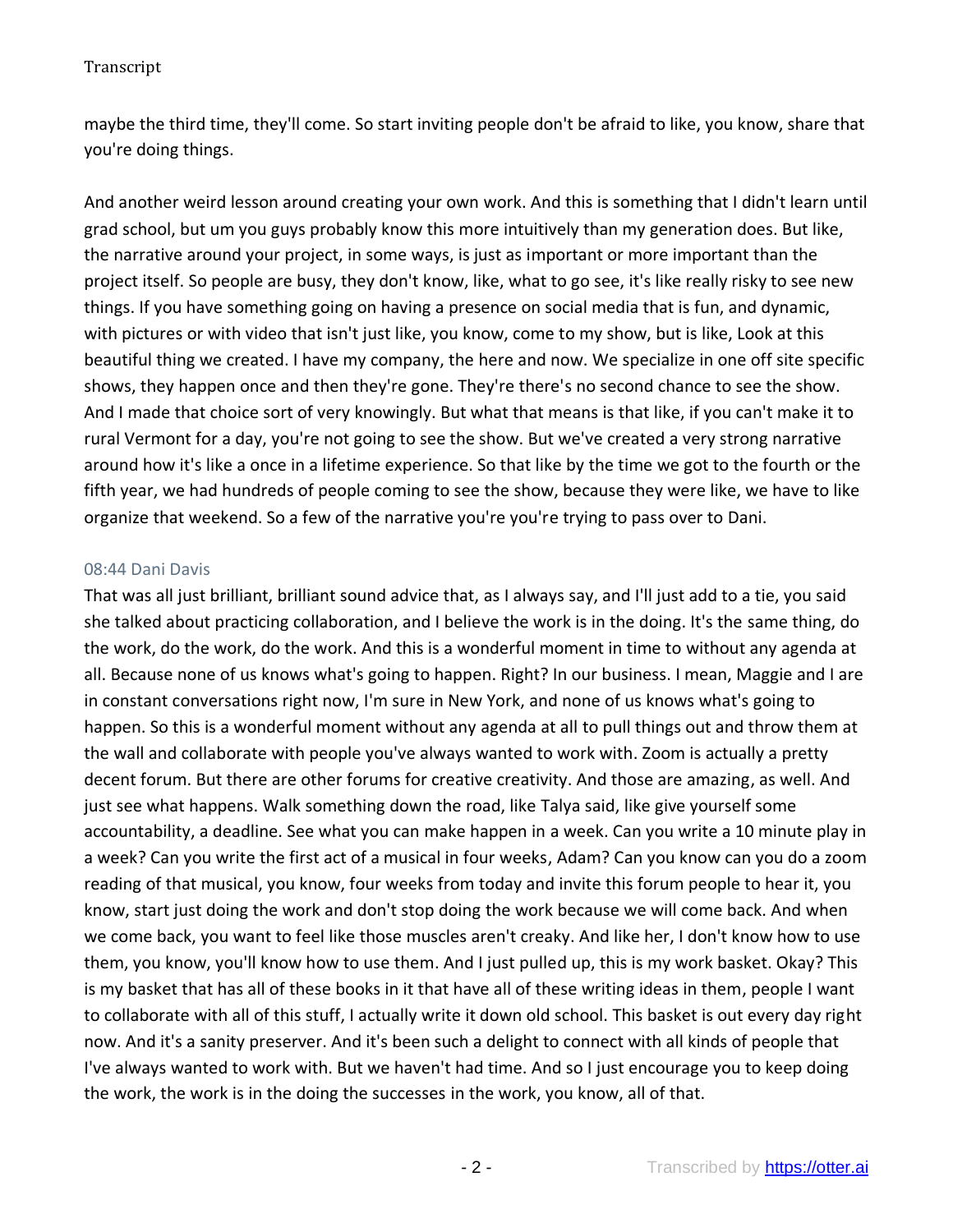maybe the third time, they'll come. So start inviting people don't be afraid to like, you know, share that you're doing things.

And another weird lesson around creating your own work. And this is something that I didn't learn until grad school, but um you guys probably know this more intuitively than my generation does. But like, the narrative around your project, in some ways, is just as important or more important than the project itself. So people are busy, they don't know, like, what to go see, it's like really risky to see new things. If you have something going on having a presence on social media that is fun, and dynamic, with pictures or with video that isn't just like, you know, come to my show, but is like, Look at this beautiful thing we created. I have my company, the here and now. We specialize in one off site specific shows, they happen once and then they're gone. They're there's no second chance to see the show. And I made that choice sort of very knowingly. But what that means is that like, if you can't make it to rural Vermont for a day, you're not going to see the show. But we've created a very strong narrative around how it's like a once in a lifetime experience. So that like by the time we got to the fourth or the fifth year, we had hundreds of people coming to see the show, because they were like, we have to like organize that weekend. So a few of the narrative you're you're trying to pass over to Dani.

08:44 Dani Davis

That was all just brilliant, brilliant sound advice that, as I always say, and I'll just add to a tie, you said she talked about practicing collaboration, and I believe the work is in the doing. It's the same thing, do the work, do the work, do the work. And this is a wonderful moment in time to without any agenda at all. Because none of us knows what's going to happen. Right? In our business. I mean, Maggie and I are in constant conversations right now, I'm sure in New York, and none of us knows what's going to happen. So this is a wonderful moment without any agenda at all to pull things out and throw them at the wall and collaborate with people you've always wanted to work with. Zoom is actually a pretty decent forum. But there are other forums for creative creativity. And those are amazing, as well. And just see what happens. Walk something down the road, like Talya said, like give yourself some accountability, a deadline. See what you can make happen in a week. Can you write a 10 minute play in a week? Can you write the first act of a musical in four weeks, Adam? Can you know can you do a zoom reading of that musical, you know, four weeks from today and invite this forum people to hear it, you know, start just doing the work and don't stop doing the work because we will come back. And when we come back, you want to feel like those muscles aren't creaky. And like her, I don't know how to use them, you know, you'll know how to use them. And I just pulled up, this is my work basket. Okay? This is my basket that has all of these books in it that have all of these writing ideas in them, people I want to collaborate with all of this stuff, I actually write it down old school. This basket is out every day right now. And it's a sanity preserver. And it's been such a delight to connect with all kinds of people that I've always wanted to work with. But we haven't had time. And so I just encourage you to keep doing the work, the work is in the doing the successes in the work, you know, all of that.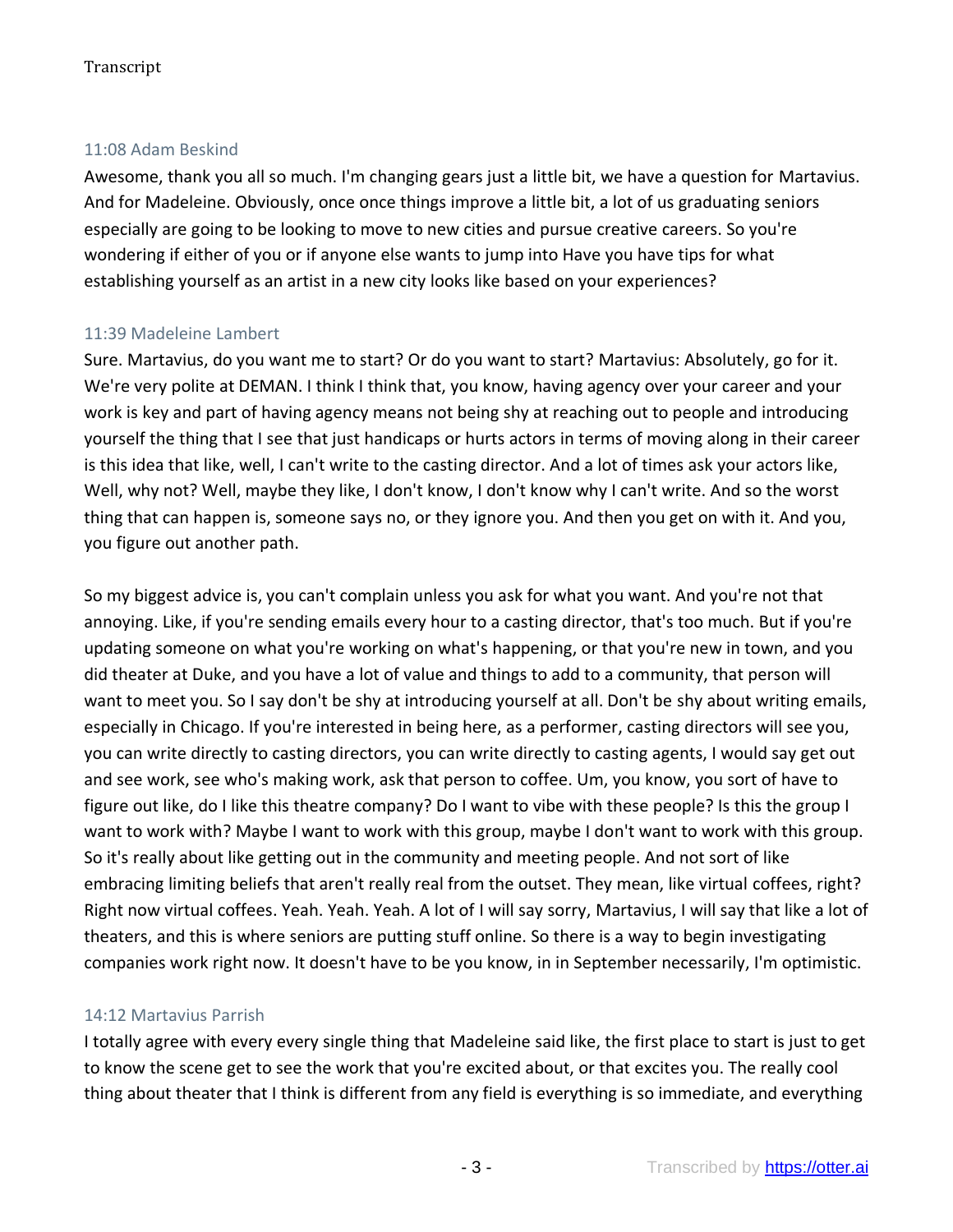11:08 Adam Beskind

Awesome, thank you all so much. I'm changing gears just a little bit, we have a question for Martavius. And for Madeleine. Obviously, once once things improve a little bit, a lot of us graduating seniors especially are going to be looking to move to new cities and pursue creative careers. So you're wondering if either of you or if anyone else wants to jump into Have you have tips for what establishing yourself as an artist in a new city looks like based on your experiences?

11:39 Madeleine Lambert

Sure. Martavius, do you want me to start? Or do you want to start? Martavius: Absolutely, go for it. We're very polite at DEMAN. I think I think that, you know, having agency over your career and your work is key and part of having agency means not being shy at reaching out to people and introducing yourself the thing that I see that just handicaps or hurts actors in terms of moving along in their career is this idea that like, well, I can't write to the casting director. And a lot of times ask your actors like, Well, why not? Well, maybe they like, I don't know, I don't know why I can't write. And so the worst thing that can happen is, someone says no, or they ignore you. And then you get on with it. And you, you figure out another path.

So my biggest advice is, you can't complain unless you ask for what you want. And you're not that annoying. Like, if you're sending emails every hour to a casting director, that's too much. But if you're updating someone on what you're working on what's happening, or that you're new in town, and you did theater at Duke, and you have a lot of value and things to add to a community, that person will want to meet you. So I say don't be shy at introducing yourself at all. Don't be shy about writing emails, especially in Chicago. If you're interested in being here, as a performer, casting directors will see you, you can write directly to casting directors, you can write directly to casting agents, I would say get out and see work, see who's making work, ask that person to coffee. Um, you know, you sort of have to figure out like, do I like this theatre company? Do I want to vibe with these people? Is this the group I want to work with? Maybe I want to work with this group, maybe I don't want to work with this group. So it's really about like getting out in the community and meeting people. And not sort of like embracing limiting beliefs that aren't really real from the outset. They mean, like virtual coffees, right? Right now virtual coffees. Yeah. Yeah. Yeah. A lot of I will say sorry, Martavius, I will say that like a lot of theaters, and this is where seniors are putting stuff online. So there is a way to begin investigating companies work right now. It doesn't have to be you know, in in September necessarily, I'm optimistic.

14:12 Martavius Parrish

I totally agree with every every single thing that Madeleine said like, the first place to start is just to get to know the scene get to see the work that you're excited about, or that excites you. The really cool thing about theater that I think is different from any field is everything is so immediate, and everything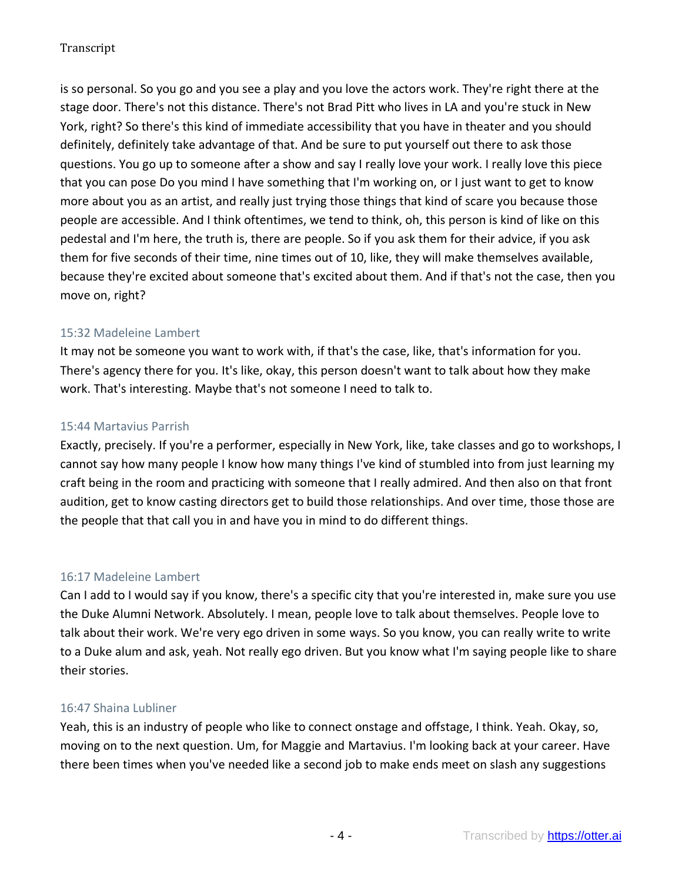is so personal. So you go and you see a play and you love the actors work. They're right there at the stage door. There's not this distance. There's not Brad Pitt who lives in LA and you're stuck in New York, right? So there's this kind of immediate accessibility that you have in theater and you should definitely, definitely take advantage of that. And be sure to put yourself out there to ask those questions. You go up to someone after a show and say I really love your work. I really love this piece that you can pose Do you mind I have something that I'm working on, or I just want to get to know more about you as an artist, and really just trying those things that kind of scare you because those people are accessible. And I think oftentimes, we tend to think, oh, this person is kind of like on this pedestal and I'm here, the truth is, there are people. So if you ask them for their advice, if you ask them for five seconds of their time, nine times out of 10, like, they will make themselves available, because they're excited about someone that's excited about them. And if that's not the case, then you move on, right?

15:32 Madeleine Lambert

It may not be someone you want to work with, if that's the case, like, that's information for you. There's agency there for you. It's like, okay, this person doesn't want to talk about how they make work. That's interesting. Maybe that's not someone I need to talk to.

15:44 Martavius Parrish

Exactly, precisely. If you're a performer, especially in New York, like, take classes and go to workshops, I cannot say how many people I know how many things I've kind of stumbled into from just learning my craft being in the room and practicing with someone that I really admired. And then also on that front audition, get to know casting directors get to build those relationships. And over time, those those are the people that that call you in and have you in mind to do different things.

16:17 Madeleine Lambert

Can I add to I would say if you know, there's a specific city that you're interested in, make sure you use the Duke Alumni Network. Absolutely. I mean, people love to talk about themselves. People love to talk about their work. We're very ego driven in some ways. So you know, you can really write to write to a Duke alum and ask, yeah. Not really ego driven. But you know what I'm saying people like to share their stories.

16:47 Shaina Lubliner

Yeah, this is an industry of people who like to connect onstage and offstage, I think. Yeah. Okay, so, moving on to the next question. Um, for Maggie and Martavius. I'm looking back at your career. Have there been times when you've needed like a second job to make ends meet on slash any suggestions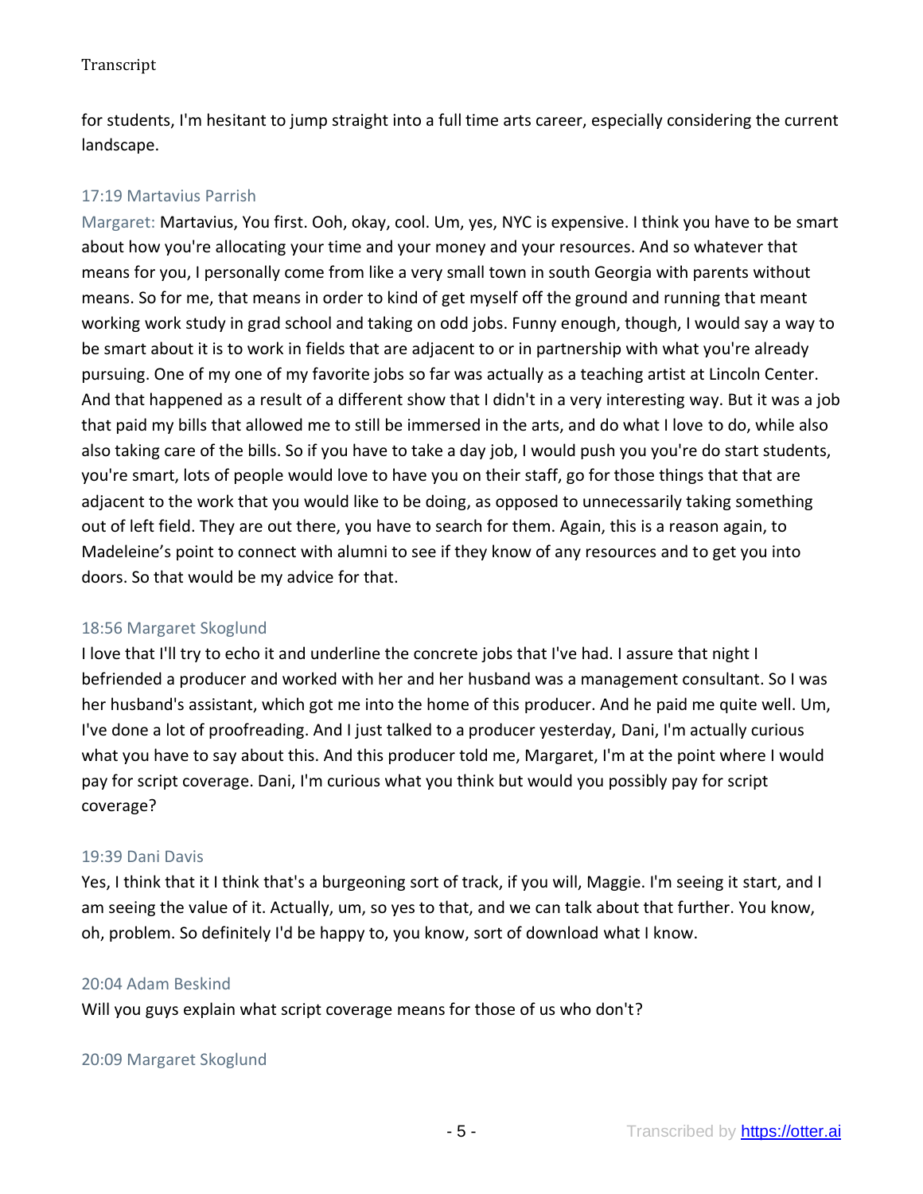for students, I'm hesitant to jump straight into a full time arts career, especially considering the current landscape.

17:19 Martavius Parrish

Margaret: Martavius, You first. Ooh, okay, cool. Um, yes, NYC is expensive. I think you have to be smart about how you're allocating your time and your money and your resources. And so whatever that means for you, I personally come from like a very small town in south Georgia with parents without means. So for me, that means in order to kind of get myself off the ground and running that meant working work study in grad school and taking on odd jobs. Funny enough, though, I would say a way to be smart about it is to work in fields that are adjacent to or in partnership with what you're already pursuing. One of my one of my favorite jobs so far was actually as a teaching artist at Lincoln Center. And that happened as a result of a different show that I didn't in a very interesting way. But it was a job that paid my bills that allowed me to still be immersed in the arts, and do what I love to do, while also also taking care of the bills. So if you have to take a day job, I would push you you're do start students, you're smart, lots of people would love to have you on their staff, go for those things that that are adjacent to the work that you would like to be doing, as opposed to unnecessarily taking something out of left field. They are out there, you have to search for them. Again, this is a reason again, to Madeleine's point to connect with alumni to see if they know of any resources and to get you into doors. So that would be my advice for that.

18:56 Margaret Skoglund

I love that I'll try to echo it and underline the concrete jobs that I've had. I assure that night I befriended a producer and worked with her and her husband was a management consultant. So I was her husband's assistant, which got me into the home of this producer. And he paid me quite well. Um, I've done a lot of proofreading. And I just talked to a producer yesterday, Dani, I'm actually curious what you have to say about this. And this producer told me, Margaret, I'm at the point where I would pay for script coverage. Dani, I'm curious what you think but would you possibly pay for script coverage?

19:39 Dani Davis

Yes, I think that it I think that's a burgeoning sort of track, if you will, Maggie. I'm seeing it start, and I am seeing the value of it. Actually, um, so yes to that, and we can talk about that further. You know, oh, problem. So definitely I'd be happy to, you know, sort of download what I know.

20:04 Adam Beskind

Will you guys explain what script coverage means for those of us who don't?

20:09 Margaret Skoglund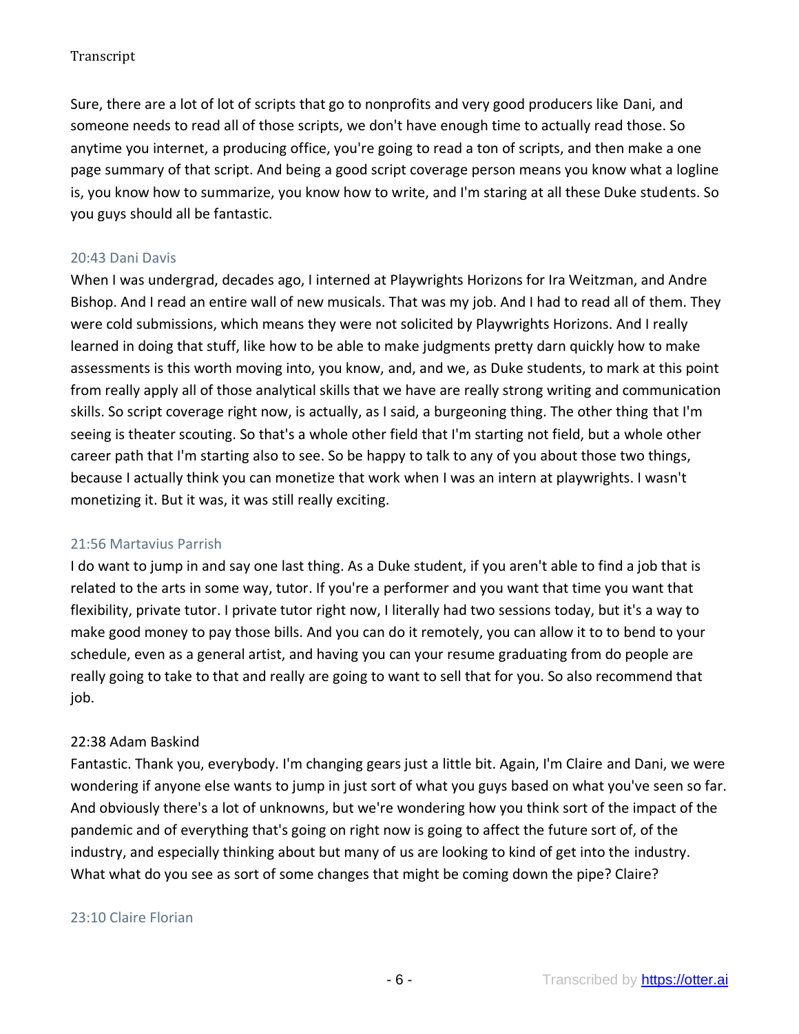Sure, there are a lot of lot of scripts that go to nonprofits and very good producers like Dani, and someone needs to read all of those scripts, we don't have enough time to actually read those. So anytime you internet, a producing office, you're going to read a ton of scripts, and then make a one page summary of that script. And being a good script coverage person means you know what a logline is, you know how to summarize, you know how to write, and I'm staring at all these Duke students. So you guys should all be fantastic.

20:43 Dani Davis

When I was undergrad, decades ago, I interned at Playwrights Horizons for Ira Weitzman, and Andre Bishop. And I read an entire wall of new musicals. That was my job. And I had to read all of them. They were cold submissions, which means they were not solicited by Playwrights Horizons. And I really learned in doing that stuff, like how to be able to make judgments pretty darn quickly how to make assessments is this worth moving into, you know, and, and we, as Duke students, to mark at this point from really apply all of those analytical skills that we have are really strong writing and communication skills. So script coverage right now, is actually, as I said, a burgeoning thing. The other thing that I'm seeing is theater scouting. So that's a whole other field that I'm starting not field, but a whole other career path that I'm starting also to see. So be happy to talk to any of you about those two things, because I actually think you can monetize that work when I was an intern at playwrights. I wasn't monetizing it. But it was, it was still really exciting.

21:56 Martavius Parrish

I do want to jump in and say one last thing. As a Duke student, if you aren't able to find a job that is related to the arts in some way, tutor. If you're a performer and you want that time you want that flexibility, private tutor. I private tutor right now, I literally had two sessions today, but it's a way to make good money to pay those bills. And you can do it remotely, you can allow it to to bend to your schedule, even as a general artist, and having you can your resume graduating from do people are really going to take to that and really are going to want to sell that for you. So also recommend that job.

22:38 Adam Baskind

Fantastic. Thank you, everybody. I'm changing gears just a little bit. Again, I'm Claire and Dani, we were wondering if anyone else wants to jump in just sort of what you guys based on what you've seen so far. And obviously there's a lot of unknowns, but we're wondering how you think sort of the impact of the pandemic and of everything that's going on right now is going to affect the future sort of, of the industry, and especially thinking about but many of us are looking to kind of get into the industry. What what do you see as sort of some changes that might be coming down the pipe? Claire?

23:10 Claire Florian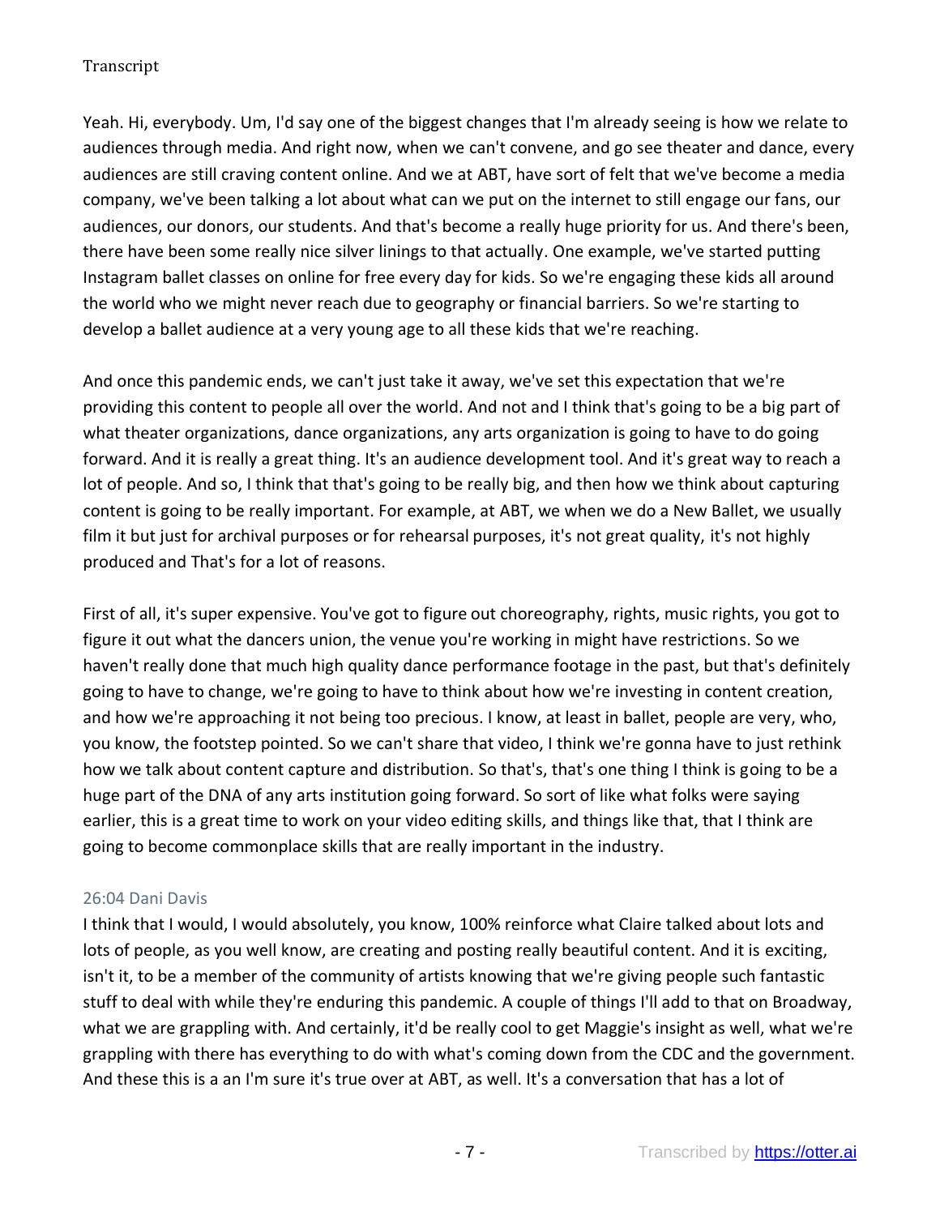Yeah. Hi, everybody. Um, I'd say one of the biggest changes that I'm already seeing is how we relate to audiences through media. And right now, when we can't convene, and go see theater and dance, every audiences are still craving content online. And we at ABT, have sort of felt that we've become a media company, we've been talking a lot about what can we put on the internet to still engage our fans, our audiences, our donors, our students. And that's become a really huge priority for us. And there's been, there have been some really nice silver linings to that actually. One example, we've started putting Instagram ballet classes on online for free every day for kids. So we're engaging these kids all around the world who we might never reach due to geography or financial barriers. So we're starting to develop a ballet audience at a very young age to all these kids that we're reaching.

And once this pandemic ends, we can't just take it away, we've set this expectation that we're providing this content to people all over the world. And not and I think that's going to be a big part of what theater organizations, dance organizations, any arts organization is going to have to do going forward. And it is really a great thing. It's an audience development tool. And it's great way to reach a lot of people. And so, I think that that's going to be really big, and then how we think about capturing content is going to be really important. For example, at ABT, we when we do a New Ballet, we usually film it but just for archival purposes or for rehearsal purposes, it's not great quality, it's not highly produced and That's for a lot of reasons.

First of all, it's super expensive. You've got to figure out choreography, rights, music rights, you got to figure it out what the dancers union, the venue you're working in might have restrictions. So we haven't really done that much high quality dance performance footage in the past, but that's definitely going to have to change, we're going to have to think about how we're investing in content creation, and how we're approaching it not being too precious. I know, at least in ballet, people are very, who, you know, the footstep pointed. So we can't share that video, I think we're gonna have to just rethink how we talk about content capture and distribution. So that's, that's one thing I think is going to be a huge part of the DNA of any arts institution going forward. So sort of like what folks were saying earlier, this is a great time to work on your video editing skills, and things like that, that I think are going to become commonplace skills that are really important in the industry.

### 26:04 Dani Davis

I think that I would, I would absolutely, you know, 100% reinforce what Claire talked about lots and lots of people, as you well know, are creating and posting really beautiful content. And it is exciting, isn't it, to be a member of the community of artists knowing that we're giving people such fantastic stuff to deal with while they're enduring this pandemic. A couple of things I'll add to that on Broadway, what we are grappling with. And certainly, it'd be really cool to get Maggie's insight as well, what we're grappling with there has everything to do with what's coming down from the CDC and the government. And these this is a an I'm sure it's true over at ABT, as well. It's a conversation that has a lot of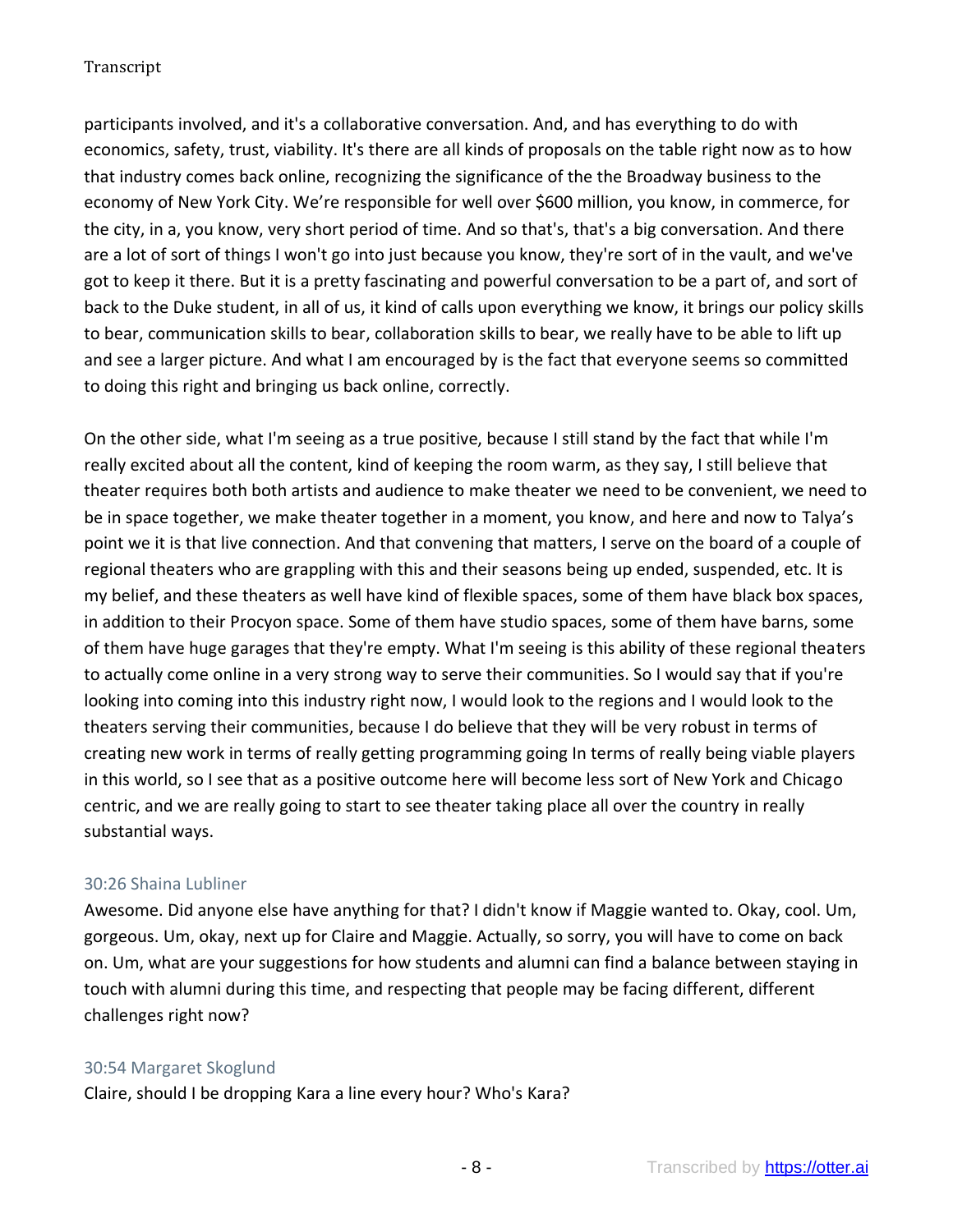participants involved, and it's a collaborative conversation. And, and has everything to do with economics, safety, trust, viability. It's there are all kinds of proposals on the table right now as to how that industry comes back online, recognizing the significance of the the Broadway business to the economy of New York City. We're responsible for well over $600 million, you know, in commerce, for the city, in a, you know, very short period of time. And so that's, that's a big conversation. And there are a lot of sort of things I won't go into just because you know, they're sort of in the vault, and we've got to keep it there. But it is a pretty fascinating and powerful conversation to be a part of, and sort of back to the Duke student, in all of us, it kind of calls upon everything we know, it brings our policy skills to bear, communication skills to bear, collaboration skills to bear, we really have to be able to lift up and see a larger picture. And what I am encouraged by is the fact that everyone seems so committed to doing this right and bringing us back online, correctly.

On the other side, what I'm seeing as a true positive, because I still stand by the fact that while I'm really excited about all the content, kind of keeping the room warm, as they say, I still believe that theater requires both both artists and audience to make theater we need to be convenient, we need to be in space together, we make theater together in a moment, you know, and here and now to Talya's point we it is that live connection. And that convening that matters, I serve on the board of a couple of regional theaters who are grappling with this and their seasons being up ended, suspended, etc. It is my belief, and these theaters as well have kind of flexible spaces, some of them have black box spaces, in addition to their Procyon space. Some of them have studio spaces, some of them have barns, some of them have huge garages that they're empty. What I'm seeing is this ability of these regional theaters to actually come online in a very strong way to serve their communities. So I would say that if you're looking into coming into this industry right now, I would look to the regions and I would look to the theaters serving their communities, because I do believe that they will be very robust in terms of creating new work in terms of really getting programming going In terms of really being viable players in this world, so I see that as a positive outcome here will become less sort of New York and Chicago centric, and we are really going to start to see theater taking place all over the country in really substantial ways.

### 30:26 Shaina Lubliner

Awesome. Did anyone else have anything for that? I didn't know if Maggie wanted to. Okay, cool. Um, gorgeous. Um, okay, next up for Claire and Maggie. Actually, so sorry, you will have to come on back on. Um, what are your suggestions for how students and alumni can find a balance between staying in touch with alumni during this time, and respecting that people may be facing different, different challenges right now?

### 30:54 Margaret Skoglund

Claire, should I be dropping Kara a line every hour? Who's Kara?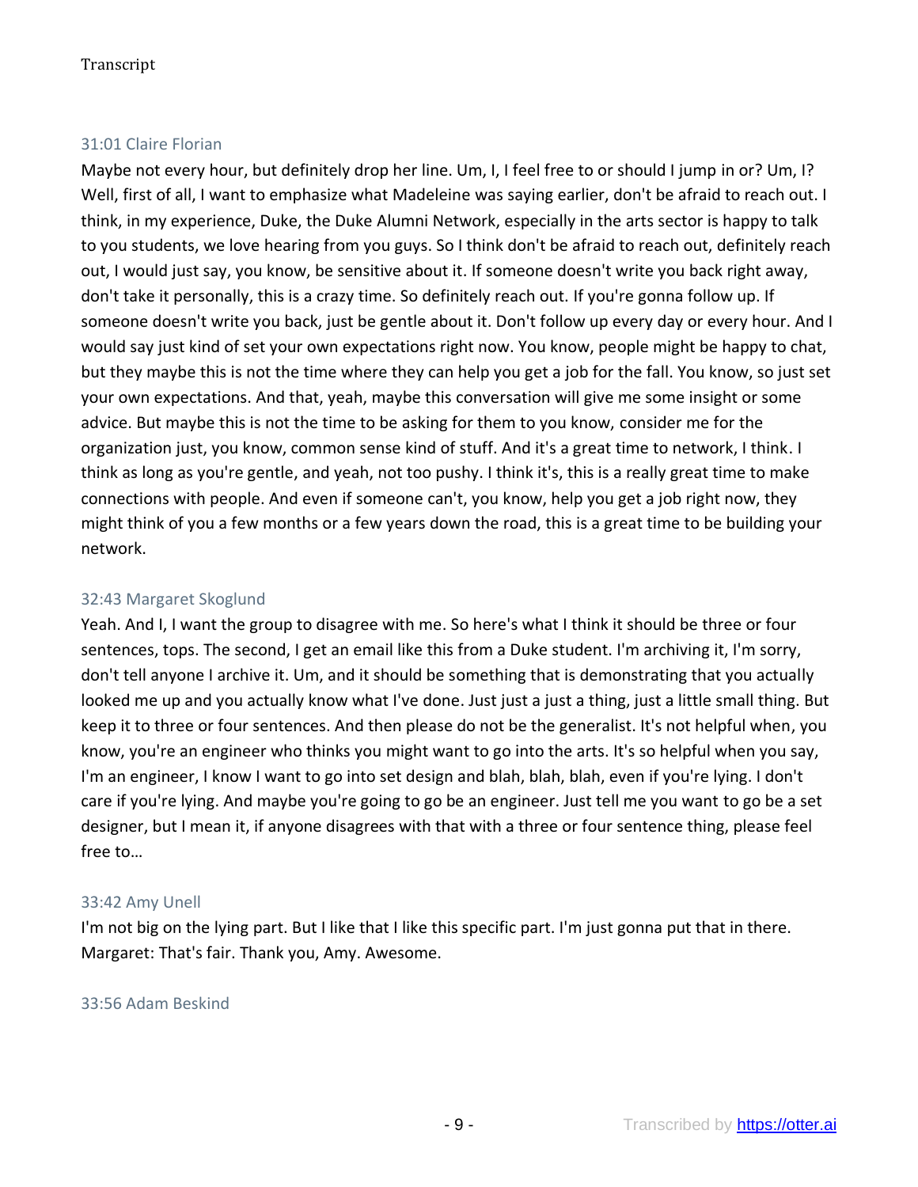31:01 Claire Florian

Maybe not every hour, but definitely drop her line. Um, I, I feel free to or should I jump in or? Um, I? Well, first of all, I want to emphasize what Madeleine was saying earlier, don't be afraid to reach out. I think, in my experience, Duke, the Duke Alumni Network, especially in the arts sector is happy to talk to you students, we love hearing from you guys. So I think don't be afraid to reach out, definitely reach out, I would just say, you know, be sensitive about it. If someone doesn't write you back right away, don't take it personally, this is a crazy time. So definitely reach out. If you're gonna follow up. If someone doesn't write you back, just be gentle about it. Don't follow up every day or every hour. And I would say just kind of set your own expectations right now. You know, people might be happy to chat, but they maybe this is not the time where they can help you get a job for the fall. You know, so just set your own expectations. And that, yeah, maybe this conversation will give me some insight or some advice. But maybe this is not the time to be asking for them to you know, consider me for the organization just, you know, common sense kind of stuff. And it's a great time to network, I think. I think as long as you're gentle, and yeah, not too pushy. I think it's, this is a really great time to make connections with people. And even if someone can't, you know, help you get a job right now, they might think of you a few months or a few years down the road, this is a great time to be building your network.

32:43 Margaret Skoglund

Yeah. And I, I want the group to disagree with me. So here's what I think it should be three or four sentences, tops. The second, I get an email like this from a Duke student. I'm archiving it, I'm sorry, don't tell anyone I archive it. Um, and it should be something that is demonstrating that you actually looked me up and you actually know what I've done. Just just a just a thing, just a little small thing. But keep it to three or four sentences. And then please do not be the generalist. It's not helpful when, you know, you're an engineer who thinks you might want to go into the arts. It's so helpful when you say, I'm an engineer, I know I want to go into set design and blah, blah, blah, even if you're lying. I don't care if you're lying. And maybe you're going to go be an engineer. Just tell me you want to go be a set designer, but I mean it, if anyone disagrees with that with a three or four sentence thing, please feel free to…

33:42 Amy Unell

I'm not big on the lying part. But I like that I like this specific part. I'm just gonna put that in there. Margaret: That's fair. Thank you, Amy. Awesome.

33:56 Adam Beskind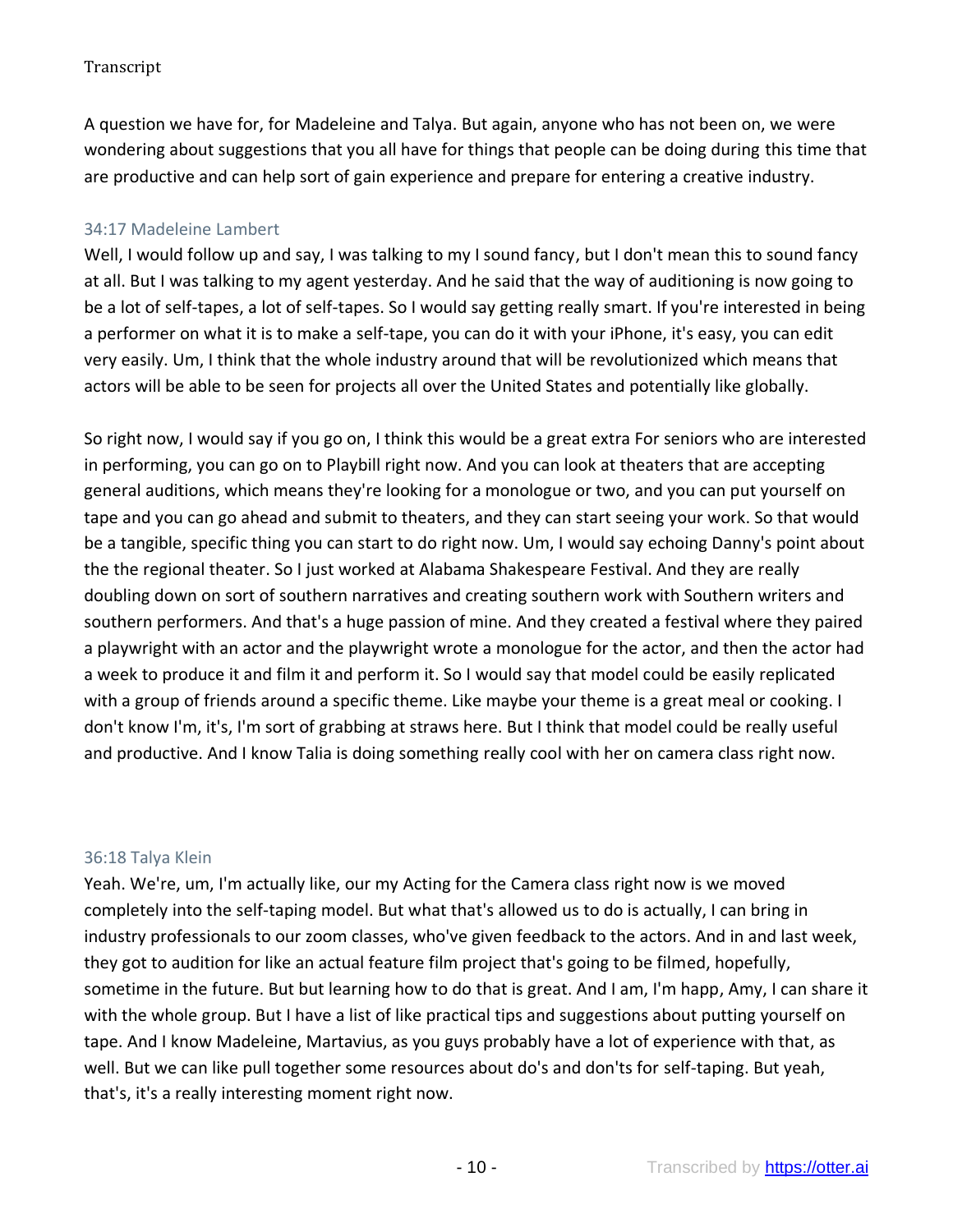A question we have for, for Madeleine and Talya. But again, anyone who has not been on, we were wondering about suggestions that you all have for things that people can be doing during this time that are productive and can help sort of gain experience and prepare for entering a creative industry.

34:17 Madeleine Lambert

Well, I would follow up and say, I was talking to my I sound fancy, but I don't mean this to sound fancy at all. But I was talking to my agent yesterday. And he said that the way of auditioning is now going to be a lot of self-tapes, a lot of self-tapes. So I would say getting really smart. If you're interested in being a performer on what it is to make a self-tape, you can do it with your iPhone, it's easy, you can edit very easily. Um, I think that the whole industry around that will be revolutionized which means that actors will be able to be seen for projects all over the United States and potentially like globally.

So right now, I would say if you go on, I think this would be a great extra For seniors who are interested in performing, you can go on to Playbill right now. And you can look at theaters that are accepting general auditions, which means they're looking for a monologue or two, and you can put yourself on tape and you can go ahead and submit to theaters, and they can start seeing your work. So that would be a tangible, specific thing you can start to do right now. Um, I would say echoing Danny's point about the the regional theater. So I just worked at Alabama Shakespeare Festival. And they are really doubling down on sort of southern narratives and creating southern work with Southern writers and southern performers. And that's a huge passion of mine. And they created a festival where they paired a playwright with an actor and the playwright wrote a monologue for the actor, and then the actor had a week to produce it and film it and perform it. So I would say that model could be easily replicated with a group of friends around a specific theme. Like maybe your theme is a great meal or cooking. I don't know I'm, it's, I'm sort of grabbing at straws here. But I think that model could be really useful and productive. And I know Talia is doing something really cool with her on camera class right now.

36:18 Talya Klein

Yeah. We're, um, I'm actually like, our my Acting for the Camera class right now is we moved completely into the self-taping model. But what that's allowed us to do is actually, I can bring in industry professionals to our zoom classes, who've given feedback to the actors. And in and last week, they got to audition for like an actual feature film project that's going to be filmed, hopefully, sometime in the future. But but learning how to do that is great. And I am, I'm happ, Amy, I can share it with the whole group. But I have a list of like practical tips and suggestions about putting yourself on tape. And I know Madeleine, Martavius, as you guys probably have a lot of experience with that, as well. But we can like pull together some resources about do's and don'ts for self-taping. But yeah, that's, it's a really interesting moment right now.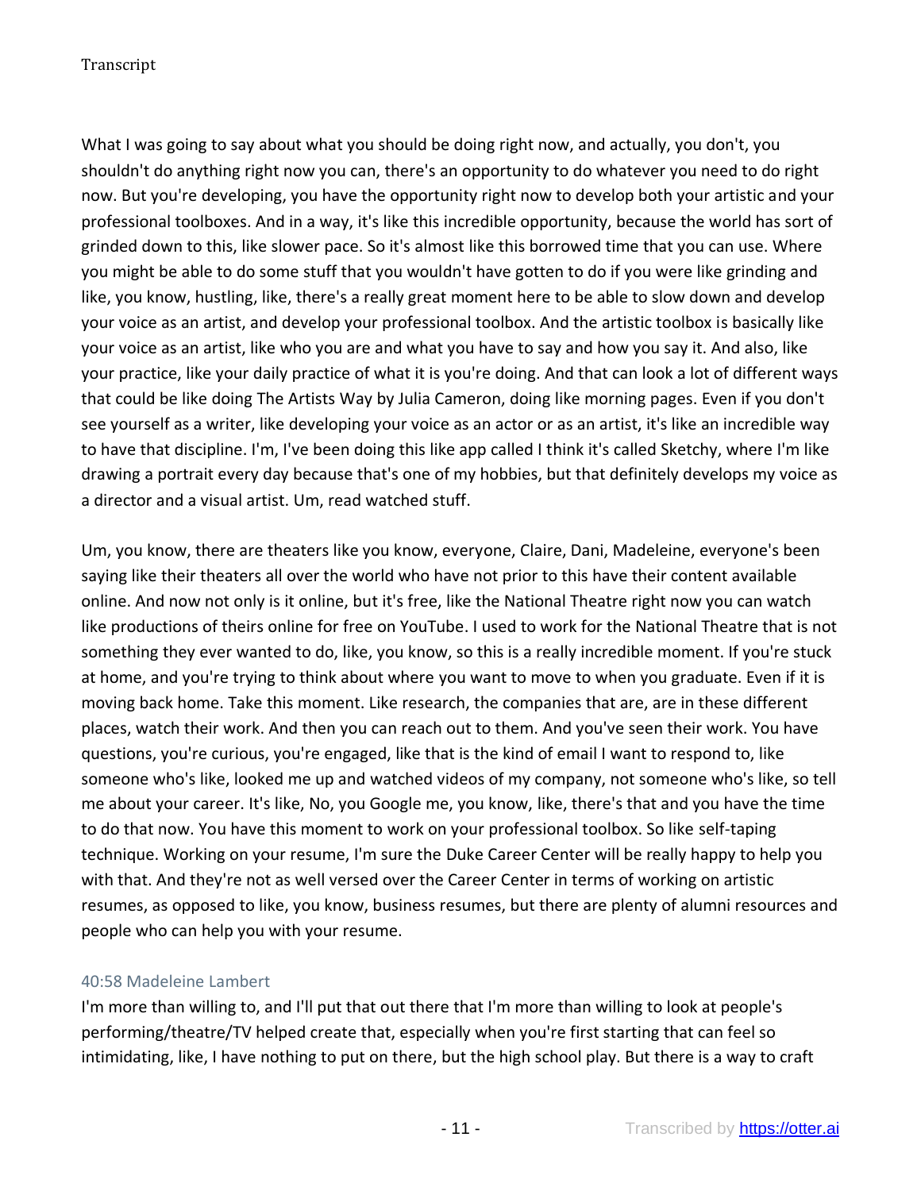What I was going to say about what you should be doing right now, and actually, you don't, you shouldn't do anything right now you can, there's an opportunity to do whatever you need to do right now. But you're developing, you have the opportunity right now to develop both your artistic and your professional toolboxes. And in a way, it's like this incredible opportunity, because the world has sort of grinded down to this, like slower pace. So it's almost like this borrowed time that you can use. Where you might be able to do some stuff that you wouldn't have gotten to do if you were like grinding and like, you know, hustling, like, there's a really great moment here to be able to slow down and develop your voice as an artist, and develop your professional toolbox. And the artistic toolbox is basically like your voice as an artist, like who you are and what you have to say and how you say it. And also, like your practice, like your daily practice of what it is you're doing. And that can look a lot of different ways that could be like doing The Artists Way by Julia Cameron, doing like morning pages. Even if you don't see yourself as a writer, like developing your voice as an actor or as an artist, it's like an incredible way to have that discipline. I'm, I've been doing this like app called I think it's called Sketchy, where I'm like drawing a portrait every day because that's one of my hobbies, but that definitely develops my voice as a director and a visual artist. Um, read watched stuff.

Um, you know, there are theaters like you know, everyone, Claire, Dani, Madeleine, everyone's been saying like their theaters all over the world who have not prior to this have their content available online. And now not only is it online, but it's free, like the National Theatre right now you can watch like productions of theirs online for free on YouTube. I used to work for the National Theatre that is not something they ever wanted to do, like, you know, so this is a really incredible moment. If you're stuck at home, and you're trying to think about where you want to move to when you graduate. Even if it is moving back home. Take this moment. Like research, the companies that are, are in these different places, watch their work. And then you can reach out to them. And you've seen their work. You have questions, you're curious, you're engaged, like that is the kind of email I want to respond to, like someone who's like, looked me up and watched videos of my company, not someone who's like, so tell me about your career. It's like, No, you Google me, you know, like, there's that and you have the time to do that now. You have this moment to work on your professional toolbox. So like self-taping technique. Working on your resume, I'm sure the Duke Career Center will be really happy to help you with that. And they're not as well versed over the Career Center in terms of working on artistic resumes, as opposed to like, you know, business resumes, but there are plenty of alumni resources and people who can help you with your resume.

40:58 Madeleine Lambert

I'm more than willing to, and I'll put that out there that I'm more than willing to look at people's performing/theatre/TV helped create that, especially when you're first starting that can feel so intimidating, like, I have nothing to put on there, but the high school play. But there is a way to craft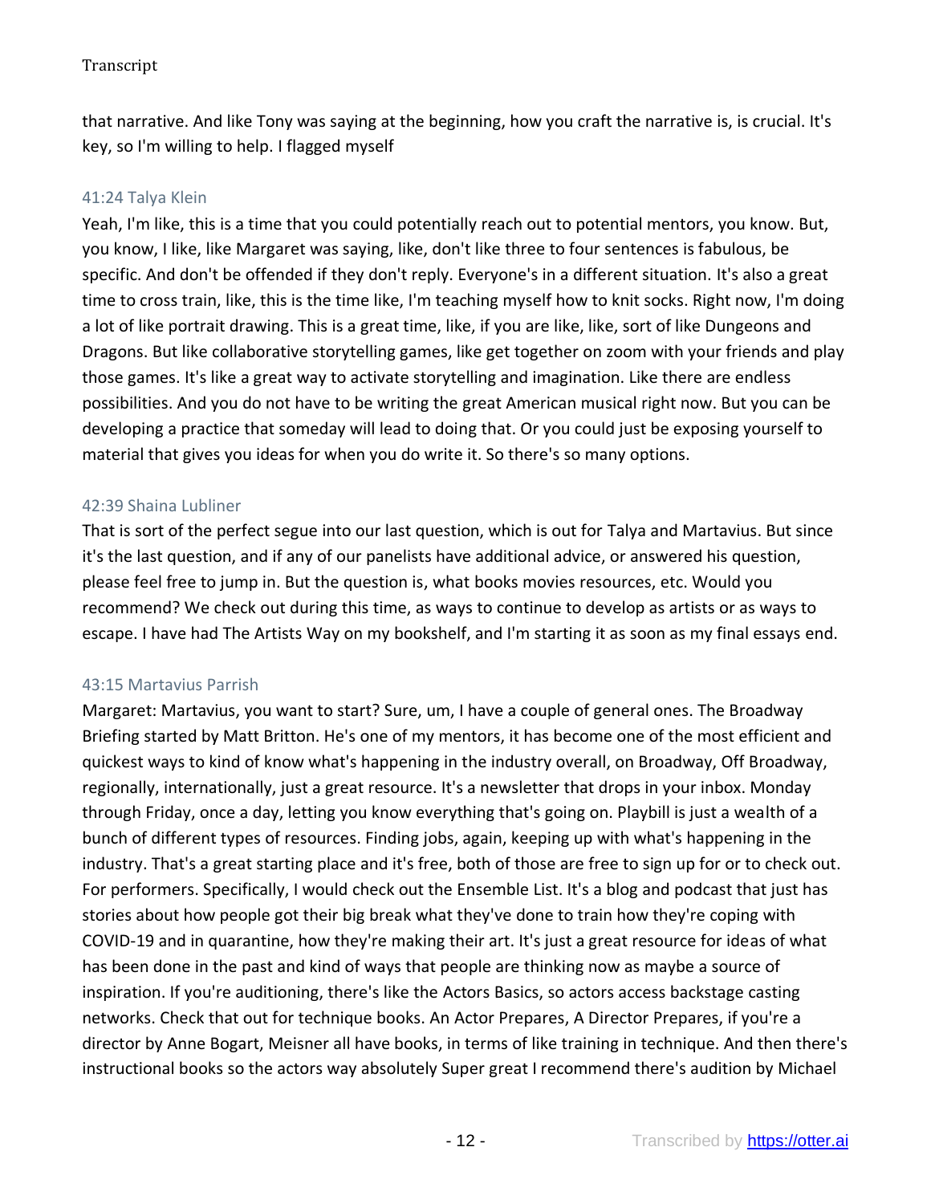that narrative. And like Tony was saying at the beginning, how you craft the narrative is, is crucial. It's key, so I'm willing to help. I flagged myself

41:24 Talya Klein

Yeah, I'm like, this is a time that you could potentially reach out to potential mentors, you know. But, you know, I like, like Margaret was saying, like, don't like three to four sentences is fabulous, be specific. And don't be offended if they don't reply. Everyone's in a different situation. It's also a great time to cross train, like, this is the time like, I'm teaching myself how to knit socks. Right now, I'm doing a lot of like portrait drawing. This is a great time, like, if you are like, like, sort of like Dungeons and Dragons. But like collaborative storytelling games, like get together on zoom with your friends and play those games. It's like a great way to activate storytelling and imagination. Like there are endless possibilities. And you do not have to be writing the great American musical right now. But you can be developing a practice that someday will lead to doing that. Or you could just be exposing yourself to material that gives you ideas for when you do write it. So there's so many options.

42:39 Shaina Lubliner

That is sort of the perfect segue into our last question, which is out for Talya and Martavius. But since it's the last question, and if any of our panelists have additional advice, or answered his question, please feel free to jump in. But the question is, what books movies resources, etc. Would you recommend? We check out during this time, as ways to continue to develop as artists or as ways to escape. I have had The Artists Way on my bookshelf, and I'm starting it as soon as my final essays end.

43:15 Martavius Parrish

Margaret: Martavius, you want to start? Sure, um, I have a couple of general ones. The Broadway Briefing started by Matt Britton. He's one of my mentors, it has become one of the most efficient and quickest ways to kind of know what's happening in the industry overall, on Broadway, Off Broadway, regionally, internationally, just a great resource. It's a newsletter that drops in your inbox. Monday through Friday, once a day, letting you know everything that's going on. Playbill is just a wealth of a bunch of different types of resources. Finding jobs, again, keeping up with what's happening in the industry. That's a great starting place and it's free, both of those are free to sign up for or to check out. For performers. Specifically, I would check out the Ensemble List. It's a blog and podcast that just has stories about how people got their big break what they've done to train how they're coping with COVID-19 and in quarantine, how they're making their art. It's just a great resource for ideas of what has been done in the past and kind of ways that people are thinking now as maybe a source of inspiration. If you're auditioning, there's like the Actors Basics, so actors access backstage casting networks. Check that out for technique books. An Actor Prepares, A Director Prepares, if you're a director by Anne Bogart, Meisner all have books, in terms of like training in technique. And then there's instructional books so the actors way absolutely Super great I recommend there's audition by Michael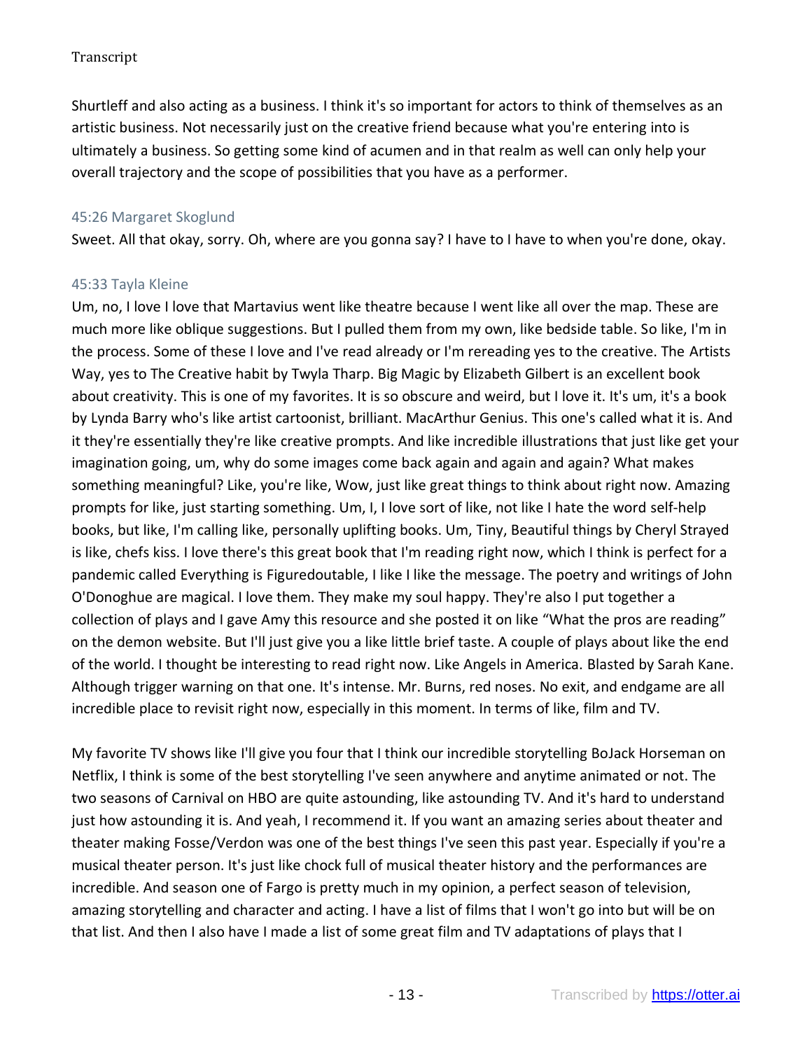Shurtleff and also acting as a business. I think it's so important for actors to think of themselves as an artistic business. Not necessarily just on the creative friend because what you're entering into is ultimately a business. So getting some kind of acumen and in that realm as well can only help your overall trajectory and the scope of possibilities that you have as a performer.

45:26 Margaret Skoglund

Sweet. All that okay, sorry. Oh, where are you gonna say? I have to I have to when you're done, okay.

45:33 Tayla Kleine

Um, no, I love I love that Martavius went like theatre because I went like all over the map. These are much more like oblique suggestions. But I pulled them from my own, like bedside table. So like, I'm in the process. Some of these I love and I've read already or I'm rereading yes to the creative. The Artists Way, yes to The Creative habit by Twyla Tharp. Big Magic by Elizabeth Gilbert is an excellent book about creativity. This is one of my favorites. It is so obscure and weird, but I love it. It's um, it's a book by Lynda Barry who's like artist cartoonist, brilliant. MacArthur Genius. This one's called what it is. And it they're essentially they're like creative prompts. And like incredible illustrations that just like get your imagination going, um, why do some images come back again and again and again? What makes something meaningful? Like, you're like, Wow, just like great things to think about right now. Amazing prompts for like, just starting something. Um, I, I love sort of like, not like I hate the word self-help books, but like, I'm calling like, personally uplifting books. Um, Tiny, Beautiful things by Cheryl Strayed is like, chefs kiss. I love there's this great book that I'm reading right now, which I think is perfect for a pandemic called Everything is Figuredoutable, I like I like the message. The poetry and writings of John O'Donoghue are magical. I love them. They make my soul happy. They're also I put together a collection of plays and I gave Amy this resource and she posted it on like "What the pros are reading" on the demon website. But I'll just give you a like little brief taste. A couple of plays about like the end of the world. I thought be interesting to read right now. Like Angels in America. Blasted by Sarah Kane. Although trigger warning on that one. It's intense. Mr. Burns, red noses. No exit, and endgame are all incredible place to revisit right now, especially in this moment. In terms of like, film and TV.

My favorite TV shows like I'll give you four that I think our incredible storytelling BoJack Horseman on Netflix, I think is some of the best storytelling I've seen anywhere and anytime animated or not. The two seasons of Carnival on HBO are quite astounding, like astounding TV. And it's hard to understand just how astounding it is. And yeah, I recommend it. If you want an amazing series about theater and theater making Fosse/Verdon was one of the best things I've seen this past year. Especially if you're a musical theater person. It's just like chock full of musical theater history and the performances are incredible. And season one of Fargo is pretty much in my opinion, a perfect season of television, amazing storytelling and character and acting. I have a list of films that I won't go into but will be on that list. And then I also have I made a list of some great film and TV adaptations of plays that I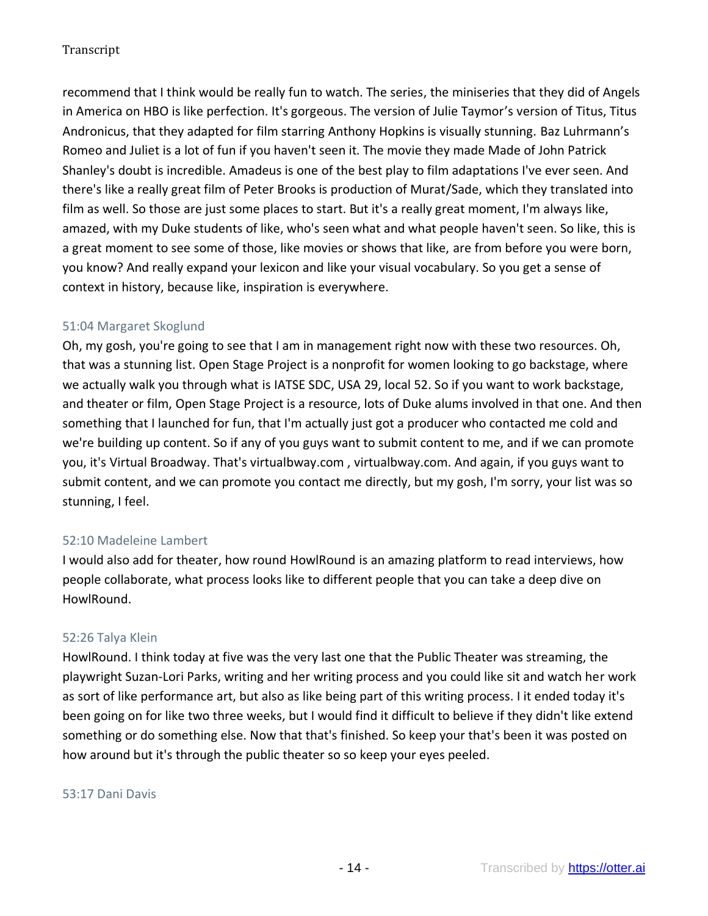recommend that I think would be really fun to watch. The series, the miniseries that they did of Angels in America on HBO is like perfection. It's gorgeous. The version of Julie Taymor's version of Titus, Titus Andronicus, that they adapted for film starring Anthony Hopkins is visually stunning. Baz Luhrmann's Romeo and Juliet is a lot of fun if you haven't seen it. The movie they made Made of John Patrick Shanley's doubt is incredible. Amadeus is one of the best play to film adaptations I've ever seen. And there's like a really great film of Peter Brooks is production of Murat/Sade, which they translated into film as well. So those are just some places to start. But it's a really great moment, I'm always like, amazed, with my Duke students of like, who's seen what and what people haven't seen. So like, this is a great moment to see some of those, like movies or shows that like, are from before you were born, you know? And really expand your lexicon and like your visual vocabulary. So you get a sense of context in history, because like, inspiration is everywhere.

51:04 Margaret Skoglund

Oh, my gosh, you're going to see that I am in management right now with these two resources. Oh, that was a stunning list. Open Stage Project is a nonprofit for women looking to go backstage, where we actually walk you through what is IATSE SDC, USA 29, local 52. So if you want to work backstage, and theater or film, Open Stage Project is a resource, lots of Duke alums involved in that one. And then something that I launched for fun, that I'm actually just got a producer who contacted me cold and we're building up content. So if any of you guys want to submit content to me, and if we can promote you, it's Virtual Broadway. That's virtualbway.com , virtualbway.com. And again, if you guys want to submit content, and we can promote you contact me directly, but my gosh, I'm sorry, your list was so stunning, I feel.

52:10 Madeleine Lambert

I would also add for theater, how round HowlRound is an amazing platform to read interviews, how people collaborate, what process looks like to different people that you can take a deep dive on HowlRound.

52:26 Talya Klein

HowlRound. I think today at five was the very last one that the Public Theater was streaming, the playwright Suzan-Lori Parks, writing and her writing process and you could like sit and watch her work as sort of like performance art, but also as like being part of this writing process. I it ended today it's been going on for like two three weeks, but I would find it difficult to believe if they didn't like extend something or do something else. Now that that's finished. So keep your that's been it was posted on how around but it's through the public theater so so keep your eyes peeled.

53:17 Dani Davis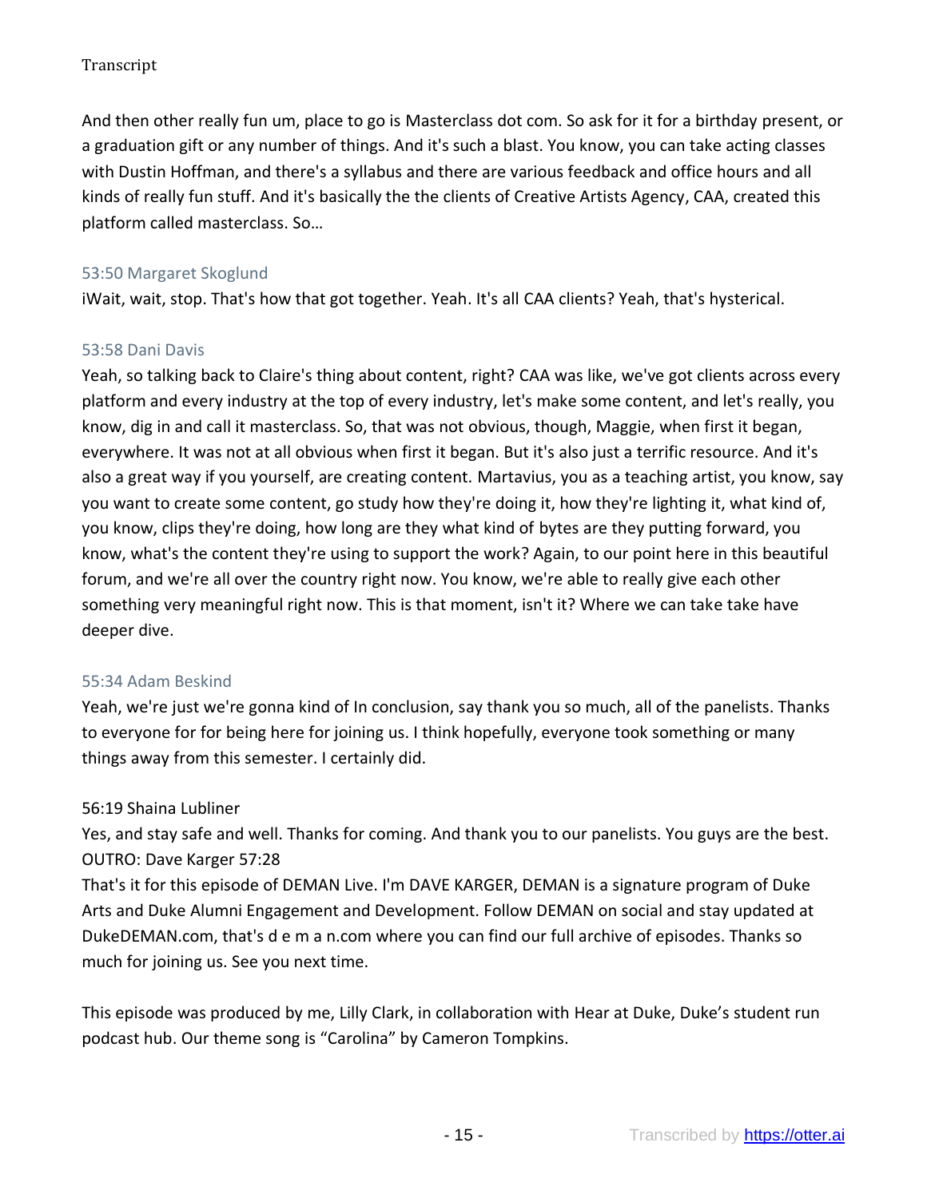And then other really fun um, place to go is Masterclass dot com. So ask for it for a birthday present, or a graduation gift or any number of things. And it's such a blast. You know, you can take acting classes with Dustin Hoffman, and there's a syllabus and there are various feedback and office hours and all kinds of really fun stuff. And it's basically the the clients of Creative Artists Agency, CAA, created this platform called masterclass. So…

53:50 Margaret Skoglund

iWait, wait, stop. That's how that got together. Yeah. It's all CAA clients? Yeah, that's hysterical.

53:58 Dani Davis

Yeah, so talking back to Claire's thing about content, right? CAA was like, we've got clients across every platform and every industry at the top of every industry, let's make some content, and let's really, you know, dig in and call it masterclass. So, that was not obvious, though, Maggie, when first it began, everywhere. It was not at all obvious when first it began. But it's also just a terrific resource. And it's also a great way if you yourself, are creating content. Martavius, you as a teaching artist, you know, say you want to create some content, go study how they're doing it, how they're lighting it, what kind of, you know, clips they're doing, how long are they what kind of bytes are they putting forward, you know, what's the content they're using to support the work? Again, to our point here in this beautiful forum, and we're all over the country right now. You know, we're able to really give each other something very meaningful right now. This is that moment, isn't it? Where we can take take have deeper dive.

55:34 Adam Beskind

Yeah, we're just we're gonna kind of In conclusion, say thank you so much, all of the panelists. Thanks to everyone for for being here for joining us. I think hopefully, everyone took something or many things away from this semester. I certainly did.

56:19 Shaina Lubliner

Yes, and stay safe and well. Thanks for coming. And thank you to our panelists. You guys are the best.

OUTRO: Dave Karger 57:28

That's it for this episode of DEMAN Live. I'm DAVE KARGER, DEMAN is a signature program of Duke Arts and Duke Alumni Engagement and Development. Follow DEMAN on social and stay updated at DukeDEMAN.com, that's d e m a n.com where you can find our full archive of episodes. Thanks so much for joining us. See you next time.

This episode was produced by me, Lilly Clark, in collaboration with Hear at Duke, Duke's student run podcast hub. Our theme song is "Carolina" by Cameron Tompkins.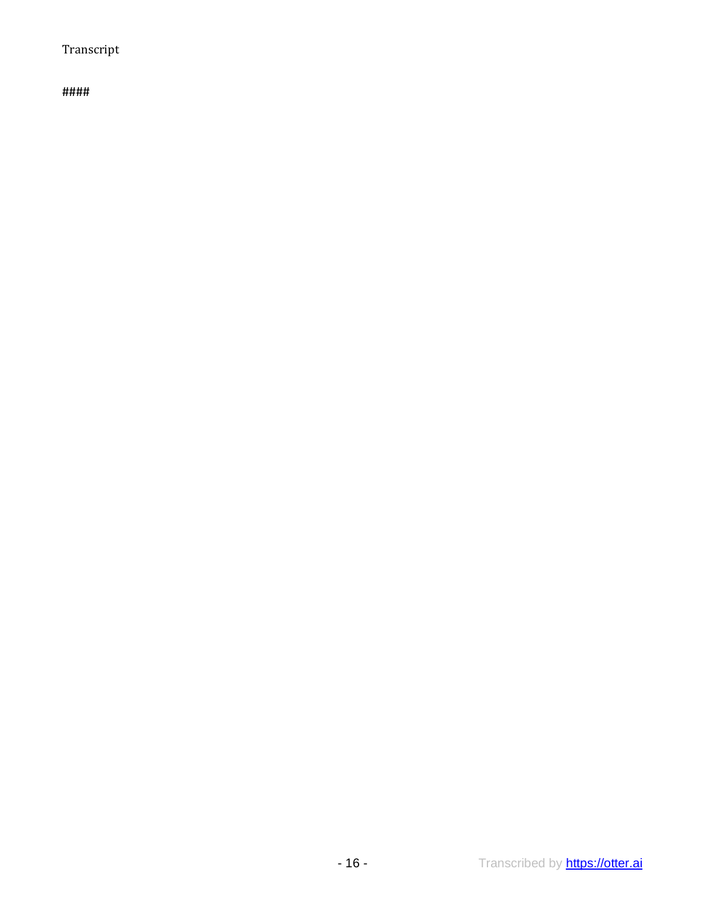Transcript

####